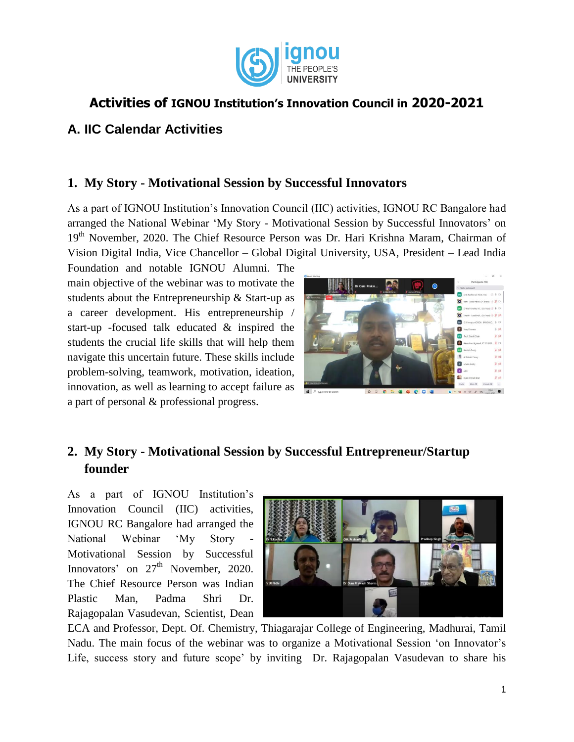# Activities of IGNOU Institution's Innovation Council in 2020-2021

## A. IIC Calendar Activities

### 1. My Story - Motivational Session by Successful Innovators

As a part of IGNOU Institution's Innovation Council (IIC) activities, IGNOU RC Bangalore had arranged the National Webinar 'My Story - Motivational Session by Successful Innovators' on 19th November, 2020. The Chief Resource Person was Dr. Hari Krishna Maram, Chairman of Vision Digital India, Vice Chancellor – Global Digital University, USA, President – Lead India Foundation and notable IGNOU Alumni. The main objective of the webinar was to motivate the students about the Entrepreneurship & Start-up as a career development. His entrepreneurship / start-up -focused talk educated & inspired the students the crucial life skills that will help them navigate this uncertain future. These skills include problem-solving, teamwork, motivation, ideation, innovation, as well as learning to accept failure as a part of personal & professional progress.

### 2. My Story - Motivational Session by Successful Entrepreneur/Startup founder

As a part of IGNOU Institution's Innovation Council (IIC) activities, IGNOU RC Bangalore had arranged the National Webinar 'My Story - Motivational Session by Successful Innovators' on 27th November, 2020. The Chief Resource Person was Indian Plastic Man, Padma Shri Dr. Rajagopalan Vasudevan, Scientist, Dean ECA and Professor, Dept. Of. Chemistry, Thiagarajar College of Engineering, Madhurai, Tamil Nadu. The main focus of the webinar was to organize a Motivational Session 'on Innovator's Life, success story and future scope' by inviting Dr. Rajagopalan Vasudevan to share his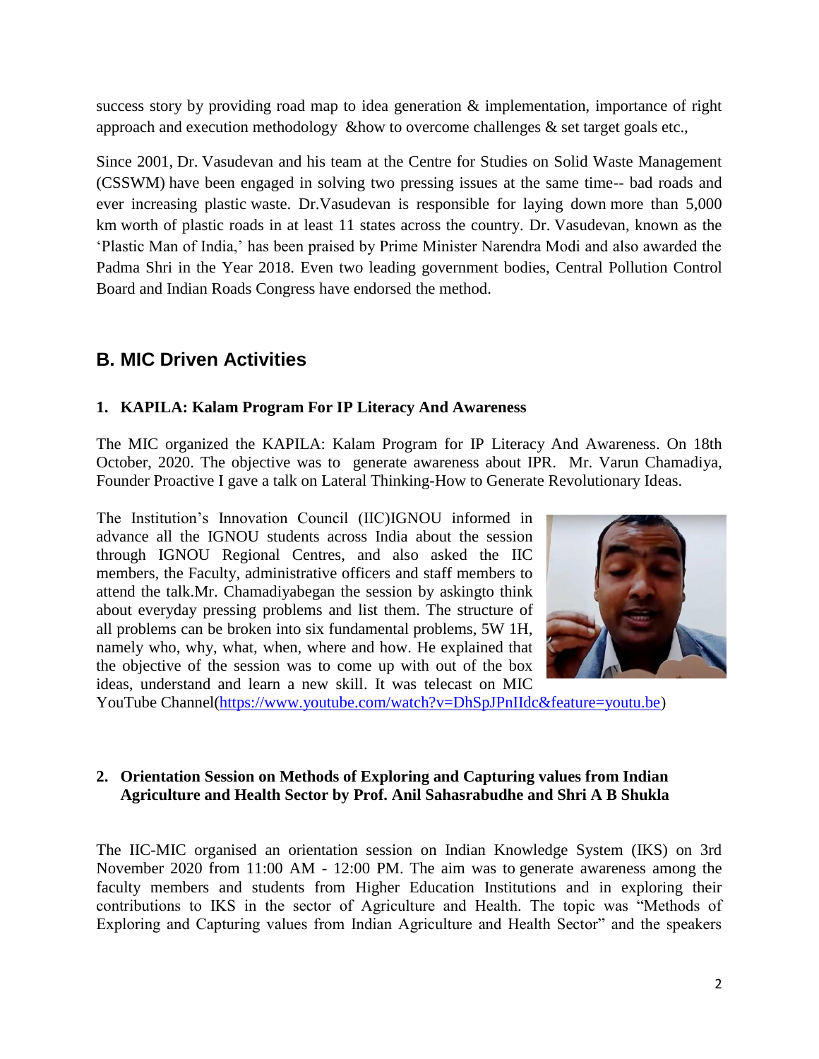success story by providing road map to idea generation & implementation, importance of right approach and execution methodology &how to overcome challenges & set target goals etc.,

Since 2001, Dr. Vasudevan and his team at the Centre for Studies on Solid Waste Management (CSSWM) have been engaged in solving two pressing issues at the same time-- bad roads and ever increasing plastic waste. Dr.Vasudevan is responsible for laying down more than 5,000 km worth of plastic roads in at least 11 states across the country. Dr. Vasudevan, known as the 'Plastic Man of India,' has been praised by Prime Minister Narendra Modi and also awarded the Padma Shri in the Year 2018. Even two leading government bodies, Central Pollution Control Board and Indian Roads Congress have endorsed the method.

## B. MIC Driven Activities

### 1. KAPILA: Kalam Program For IP Literacy And Awareness

The MIC organized the KAPILA: Kalam Program for IP Literacy And Awareness. On 18th October, 2020. The objective was to generate awareness about IPR. Mr. Varun Chamadiya, Founder Proactive I gave a talk on Lateral Thinking-How to Generate Revolutionary Ideas.

The Institution's Innovation Council (IIC)IGNOU informed in advance all the IGNOU students across India about the session through IGNOU Regional Centres, and also asked the IIC members, the Faculty, administrative officers and staff members to attend the talk.Mr. Chamadiyabegan the session by askingto think about everyday pressing problems and list them. The structure of all problems can be broken into six fundamental problems, 5W 1H, namely who, why, what, when, where and how. He explained that the objective of the session was to come up with out of the box ideas, understand and learn a new skill. It was telecast on MIC YouTube Channel(https://www.youtube.com/watch?v=DhSpJPnIIdc&feature=youtu.be)

### 2. Orientation Session on Methods of Exploring and Capturing values from Indian Agriculture and Health Sector by Prof. Anil Sahasrabudhe and Shri A B Shukla

The IIC-MIC organised an orientation session on Indian Knowledge System (IKS) on 3rd November 2020 from 11:00 AM - 12:00 PM. The aim was to generate awareness among the faculty members and students from Higher Education Institutions and in exploring their contributions to IKS in the sector of Agriculture and Health. The topic was "Methods of Exploring and Capturing values from Indian Agriculture and Health Sector" and the speakers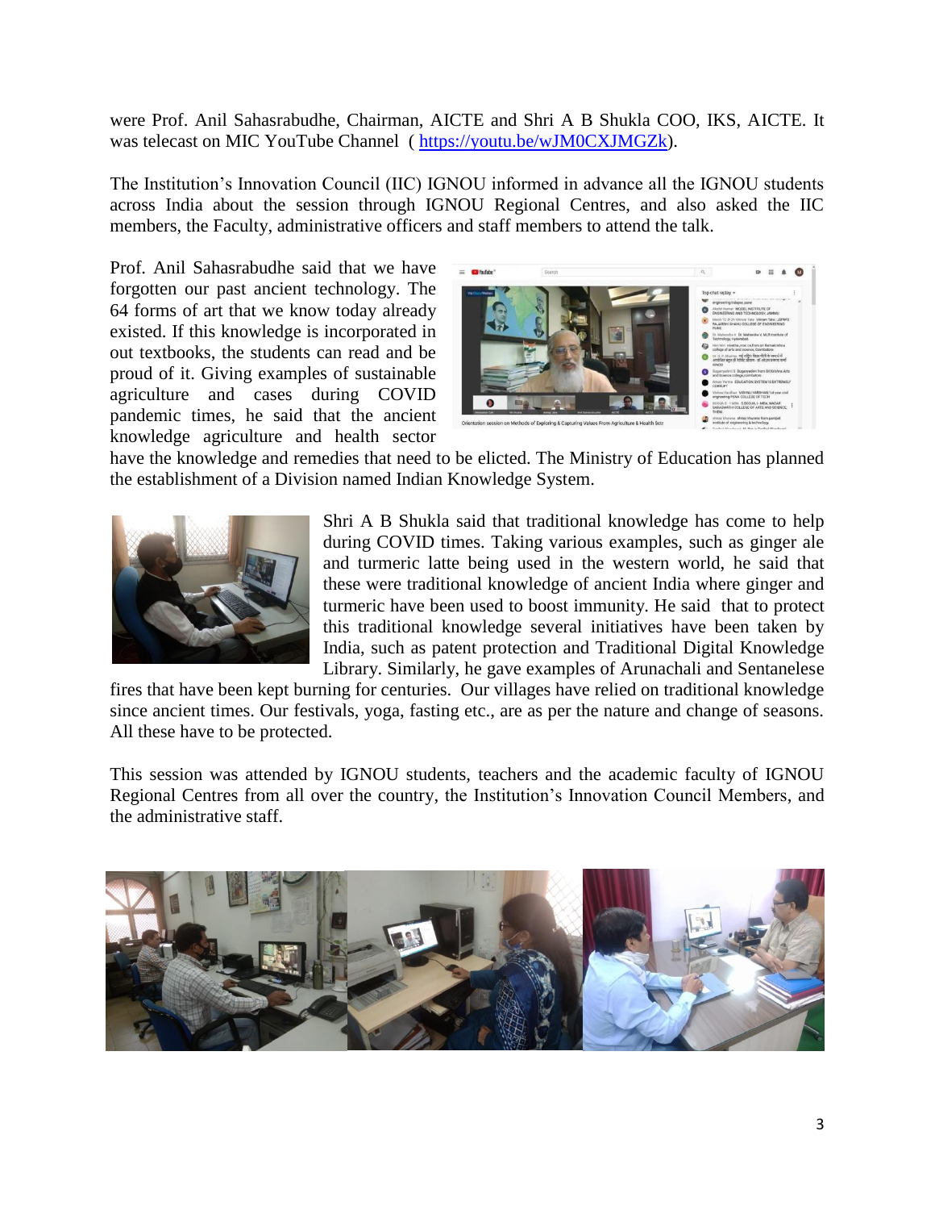were Prof. Anil Sahasrabudhe, Chairman, AICTE and Shri A B Shukla COO, IKS, AICTE. It was telecast on MIC YouTube Channel ( [https://youtu.be/wJM0CXJMGZk](https://youtu.be/wJM0CXJMGZk)).

The Institution's Innovation Council (IIC) IGNOU informed in advance all the IGNOU students across India about the session through IGNOU Regional Centres, and also asked the IIC members, the Faculty, administrative officers and staff members to attend the talk.

Prof. Anil Sahasrabudhe said that we have forgotten our past ancient technology. The 64 forms of art that we know today already existed. If this knowledge is incorporated in out textbooks, the students can read and be proud of it. Giving examples of sustainable agriculture and cases during COVID pandemic times, he said that the ancient knowledge agriculture and health sector have the knowledge and remedies that need to be elicted. The Ministry of Education has planned the establishment of a Division named Indian Knowledge System.

Shri A B Shukla said that traditional knowledge has come to help during COVID times. Taking various examples, such as ginger ale and turmeric latte being used in the western world, he said that these were traditional knowledge of ancient India where ginger and turmeric have been used to boost immunity. He said that to protect this traditional knowledge several initiatives have been taken by India, such as patent protection and Traditional Digital Knowledge Library. Similarly, he gave examples of Arunachali and Sentanelese fires that have been kept burning for centuries. Our villages have relied on traditional knowledge since ancient times. Our festivals, yoga, fasting etc., are as per the nature and change of seasons. All these have to be protected.

This session was attended by IGNOU students, teachers and the academic faculty of IGNOU Regional Centres from all over the country, the Institution's Innovation Council Members, and the administrative staff.